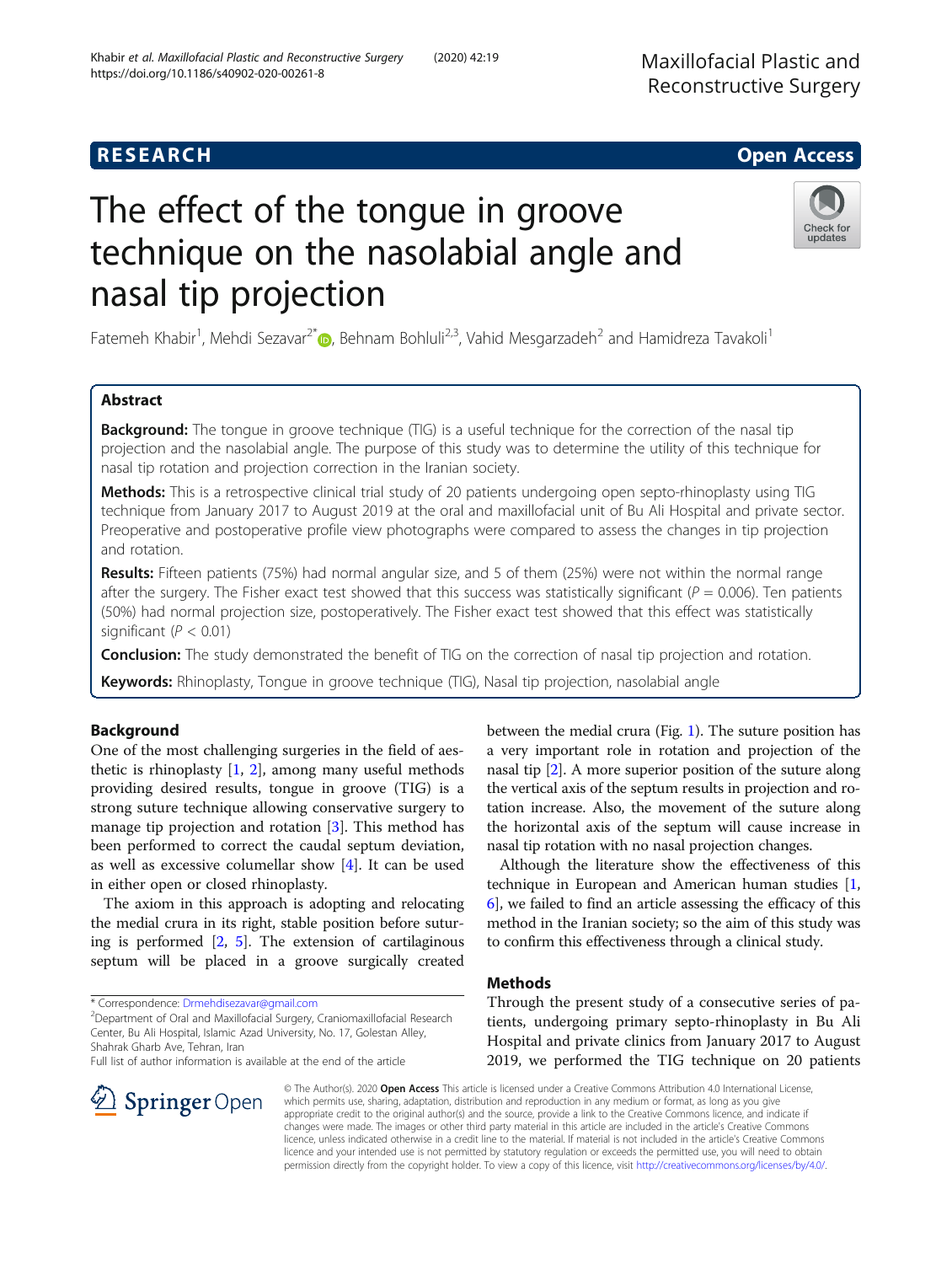RESEARCH

Open Access

# The effect of the tongue in groove technique on the nasolabial angle and nasal tip projection

Fatemeh Khabir[1], Mehdi Sezavar[2*], Behnam Bohluli[2,3], Vahid Mesgarzadeh[2] and Hamidreza Tavakoli[1]

## Abstract

**Background:** The tongue in groove technique (TIG) is a useful technique for the correction of the nasal tip projection and the nasolabial angle. The purpose of this study was to determine the utility of this technique for nasal tip rotation and projection correction in the Iranian society.

**Methods:** This is a retrospective clinical trial study of 20 patients undergoing open septo-rhinoplasty using TIG technique from January 2017 to August 2019 at the oral and maxillofacial unit of Bu Ali Hospital and private sector. Preoperative and postoperative profile view photographs were compared to assess the changes in tip projection and rotation.

**Results:** Fifteen patients (75%) had normal angular size, and 5 of them (25%) were not within the normal range after the surgery. The Fisher exact test showed that this success was statistically significant ($P = 0.006$). Ten patients (50%) had normal projection size, postoperatively. The Fisher exact test showed that this effect was statistically significant ($P < 0.01$)

**Conclusion:** The study demonstrated the benefit of TIG on the correction of nasal tip projection and rotation.

**Keywords:** Rhinoplasty, Tongue in groove technique (TIG), Nasal tip projection, nasolabial angle

## Background

One of the most challenging surgeries in the field of aesthetic is rhinoplasty [1, 2], among many useful methods providing desired results, tongue in groove (TIG) is a strong suture technique allowing conservative surgery to manage tip projection and rotation [3]. This method has been performed to correct the caudal septum deviation, as well as excessive columellar show [4]. It can be used in either open or closed rhinoplasty.

The axiom in this approach is adopting and relocating the medial crura in its right, stable position before suturing is performed [2, 5]. The extension of cartilaginous septum will be placed in a groove surgically created between the medial crura (Fig. 1). The suture position has a very important role in rotation and projection of the nasal tip [2]. A more superior position of the suture along the vertical axis of the septum results in projection and rotation increase. Also, the movement of the suture along the horizontal axis of the septum will cause increase in nasal tip rotation with no nasal projection changes.

Although the literature show the effectiveness of this technique in European and American human studies [1, 6], we failed to find an article assessing the efficacy of this method in the Iranian society; so the aim of this study was to confirm this effectiveness through a clinical study.

## Methods

Through the present study of a consecutive series of patients, undergoing primary septo-rhinoplasty in Bu Ali Hospital and private clinics from January 2017 to August 2019, we performed the TIG technique on 20 patients

\* Correspondence: Drmehdisezavar@gmail.com

[2]Department of Oral and Maxillofacial Surgery, Craniomaxillofacial Research Center, Bu Ali Hospital, Islamic Azad University, No. 17, Golestan Alley, Shahrak Gharb Ave, Tehran, Iran

Full list of author information is available at the end of the article

© The Author(s). 2020 **Open Access** This article is licensed under a Creative Commons Attribution 4.0 International License, which permits use, sharing, adaptation, distribution and reproduction in any medium or format, as long as you give appropriate credit to the original author(s) and the source, provide a link to the Creative Commons licence, and indicate if changes were made. The images or other third party material in this article are included in the article's Creative Commons licence, unless indicated otherwise in a credit line to the material. If material is not included in the article's Creative Commons licence and your intended use is not permitted by statutory regulation or exceeds the permitted use, you will need to obtain permission directly from the copyright holder. To view a copy of this licence, visit http://creativecommons.org/licenses/by/4.0/.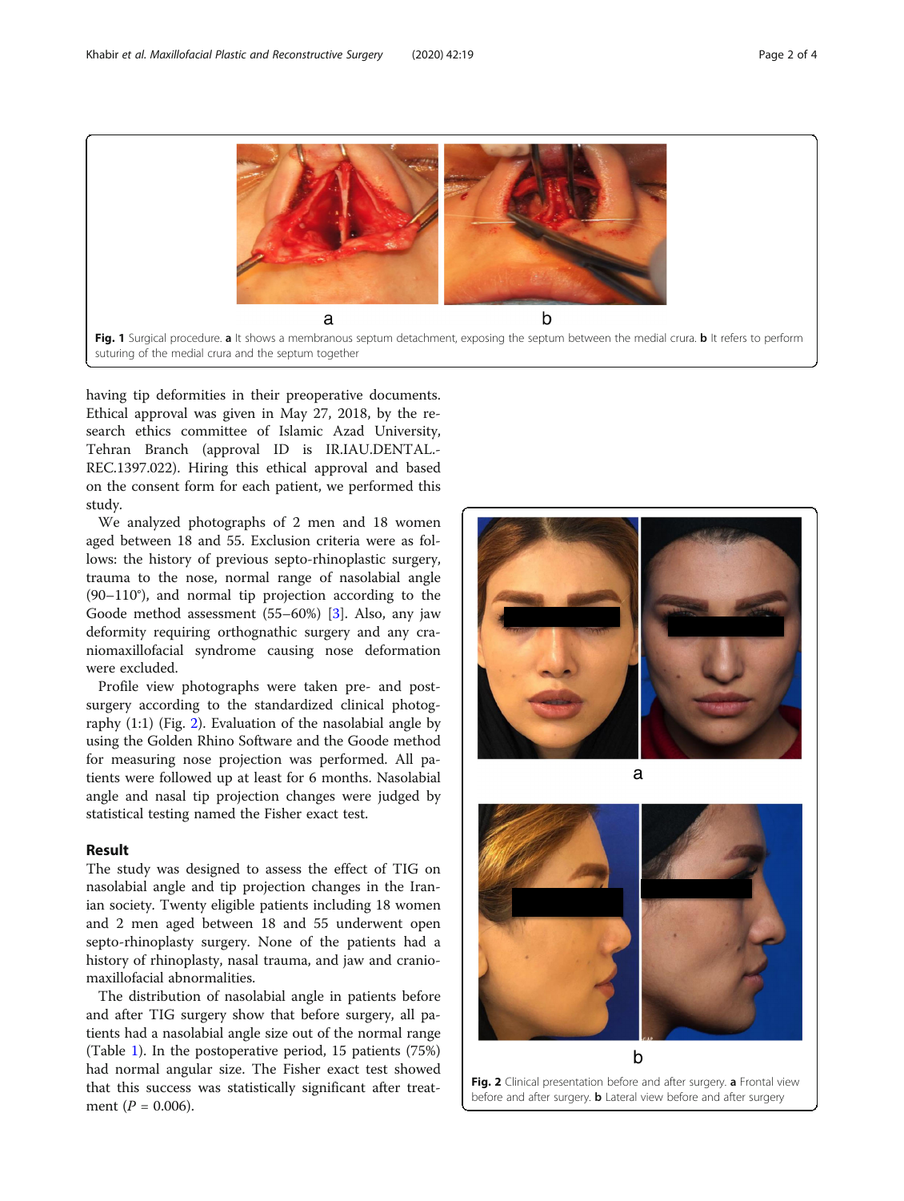Fig. 1 Surgical procedure. **a** It shows a membranous septum detachment, exposing the septum between the medial crura. **b** It refers to perform suturing of the medial crura and the septum together

having tip deformities in their preoperative documents. Ethical approval was given in May 27, 2018, by the research ethics committee of Islamic Azad University, Tehran Branch (approval ID is IR.IAU.DENTAL.REC.1397.022). Hiring this ethical approval and based on the consent form for each patient, we performed this study.

We analyzed photographs of 2 men and 18 women aged between 18 and 55. Exclusion criteria were as follows: the history of previous septo-rhinoplastic surgery, trauma to the nose, normal range of nasolabial angle (90–110°), and normal tip projection according to the Goode method assessment (55–60%) [3]. Also, any jaw deformity requiring orthognathic surgery and any craniomaxillofacial syndrome causing nose deformation were excluded.

Profile view photographs were taken pre- and post-surgery according to the standardized clinical photography (1:1) (Fig. 2). Evaluation of the nasolabial angle by using the Golden Rhino Software and the Goode method for measuring nose projection was performed. All patients were followed up at least for 6 months. Nasolabial angle and nasal tip projection changes were judged by statistical testing named the Fisher exact test.

## Result

The study was designed to assess the effect of TIG on nasolabial angle and tip projection changes in the Iranian society. Twenty eligible patients including 18 women and 2 men aged between 18 and 55 underwent open septo-rhinoplasty surgery. None of the patients had a history of rhinoplasty, nasal trauma, and jaw and craniomaxillofacial abnormalities.

The distribution of nasolabial angle in patients before and after TIG surgery show that before surgery, all patients had a nasolabial angle size out of the normal range (Table 1). In the postoperative period, 15 patients (75%) had normal angular size. The Fisher exact test showed that this success was statistically significant after treatment ($P = 0.006$).

Fig. 2 Clinical presentation before and after surgery. **a** Frontal view before and after surgery. **b** Lateral view before and after surgery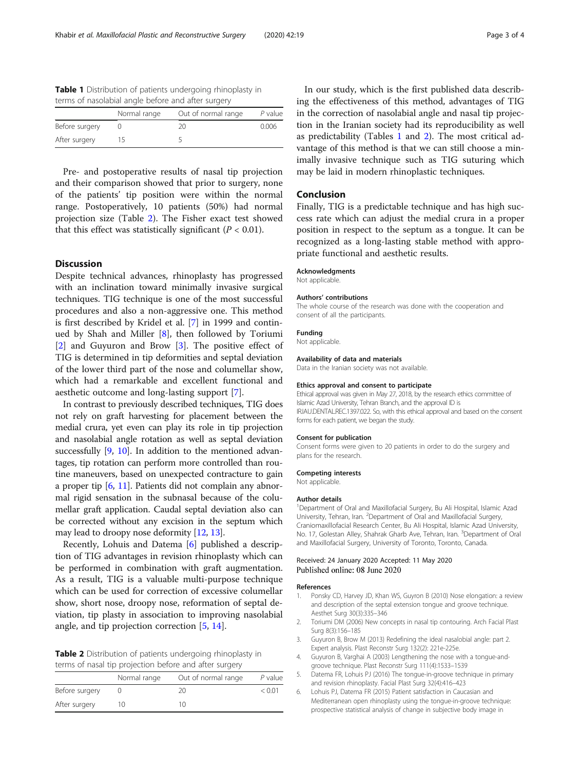**Table 1** Distribution of patients undergoing rhinoplasty in terms of nasolabial angle before and after surgery

| | Normal range | Out of normal range | P value |
|---|---|---|---|
| Before surgery | 0 | 20 | 0.006 |
| After surgery | 15 | 5 | |

Pre- and postoperative results of nasal tip projection and their comparison showed that prior to surgery, none of the patients' tip position were within the normal range. Postoperatively, 10 patients (50%) had normal projection size (Table 2). The Fisher exact test showed that this effect was statistically significant ($P < 0.01$).

## Discussion

Despite technical advances, rhinoplasty has progressed with an inclination toward minimally invasive surgical techniques. TIG technique is one of the most successful procedures and also a non-aggressive one. This method is first described by Kridel et al. [7] in 1999 and continued by Shah and Miller [8], then followed by Toriumi [2] and Guyuron and Brow [3]. The positive effect of TIG is determined in tip deformities and septal deviation of the lower third part of the nose and columellar show, which had a remarkable and excellent functional and aesthetic outcome and long-lasting support [7].

In contrast to previously described techniques, TIG does not rely on graft harvesting for placement between the medial crura, yet even can play its role in tip projection and nasolabial angle rotation as well as septal deviation successfully [9, 10]. In addition to the mentioned advantages, tip rotation can perform more controlled than routine maneuvers, based on unexpected contracture to gain a proper tip [6, 11]. Patients did not complain any abnormal rigid sensation in the subnasal because of the columellar graft application. Caudal septal deviation also can be corrected without any excision in the septum which may lead to droopy nose deformity [12, 13].

Recently, Lohuis and Datema [6] published a description of TIG advantages in revision rhinoplasty which can be performed in combination with graft augmentation. As a result, TIG is a valuable multi-purpose technique which can be used for correction of excessive columellar show, short nose, droopy nose, reformation of septal deviation, tip plasty in association to improving nasolabial angle, and tip projection correction [5, 14].

**Table 2** Distribution of patients undergoing rhinoplasty in terms of nasal tip projection before and after surgery

| | Normal range | Out of normal range | P value |
|---|---|---|---|
| Before surgery | 0 | 20 | < 0.01 |
| After surgery | 10 | 10 | |

In our study, which is the first published data describing the effectiveness of this method, advantages of TIG in the correction of nasolabial angle and nasal tip projection in the Iranian society had its reproducibility as well as predictability (Tables 1 and 2). The most critical advantage of this method is that we can still choose a minimally invasive technique such as TIG suturing which may be laid in modern rhinoplastic techniques.

## Conclusion

Finally, TIG is a predictable technique and has high success rate which can adjust the medial crura in a proper position in respect to the septum as a tongue. It can be recognized as a long-lasting stable method with appropriate functional and aesthetic results.

### Acknowledgments

Not applicable.

### Authors' contributions

The whole course of the research was done with the cooperation and consent of all the participants.

### Funding

Not applicable.

### Availability of data and materials

Data in the Iranian society was not available.

### Ethics approval and consent to participate

Ethical approval was given in May 27, 2018, by the research ethics committee of Islamic Azad University, Tehran Branch, and the approval ID is IR.IAU.DENTAL.REC.1397.022. So, with this ethical approval and based on the consent forms for each patient, we began the study.

### Consent for publication

Consent forms were given to 20 patients in order to do the surgery and plans for the research.

### Competing interests

Not applicable.

### Author details

[1]Department of Oral and Maxillofacial Surgery, Bu Ali Hospital, Islamic Azad University, Tehran, Iran. [2]Department of Oral and Maxillofacial Surgery, Craniomaxillofacial Research Center, Bu Ali Hospital, Islamic Azad University, No. 17, Golestan Alley, Shahrak Gharb Ave, Tehran, Iran. [3]Department of Oral and Maxillofacial Surgery, University of Toronto, Toronto, Canada.

Received: 24 January 2020 Accepted: 11 May 2020
Published online: 08 June 2020

### References

1. Ponsky CD, Harvey JD, Khan WS, Guyuron B (2010) Nose elongation: a review and description of the septal extension tongue and groove technique. Aesthet Surg 30(3):335–346
2. Toriumi DM (2006) New concepts in nasal tip contouring. Arch Facial Plast Surg 8(3):156–185
3. Guyuron B, Brow M (2013) Redefining the ideal nasalobial angle: part 2. Expert analysis. Plast Reconstr Surg 132(2): 221e-225e.
4. Guyuron B, Varghai A (2003) Lengthening the nose with a tongue-and-groove technique. Plast Reconstr Surg 111(4):1533–1539
5. Datema FR, Lohuis PJ (2016) The tongue-in-groove technique in primary and revision rhinoplasty. Facial Plast Surg 32(4):416–423
6. Lohuis PJ, Datema FR (2015) Patient satisfaction in Caucasian and Mediterranean open rhinoplasty using the tongue-in-groove technique: prospective statistical analysis of change in subjective body image in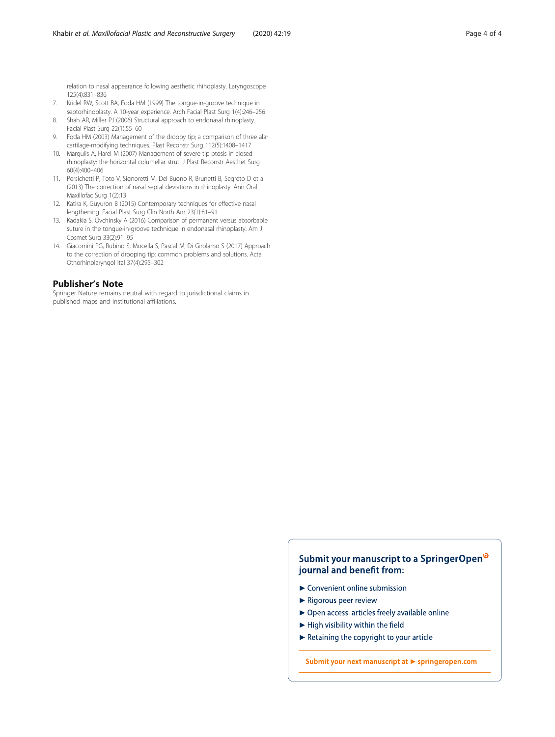relation to nasal appearance following aesthetic rhinoplasty. Laryngoscope 125(4):831–836

7. Kridel RW, Scott BA, Foda HM (1999) The tongue-in-groove technique in septorhinoplasty. A 10-year experience. Arch Facial Plast Surg 1(4):246–256
8. Shah AR, Miller PJ (2006) Structural approach to endonasal rhinoplasty. Facial Plast Surg 22(1):55–60
9. Foda HM (2003) Management of the droopy tip; a comparison of three alar cartilage-modifying techniques. Plast Reconstr Surg 112(5):1408–1417
10. Margulis A, Harel M (2007) Management of severe tip ptosis in closed rhinoplasty: the horizontal columellar strut. J Plast Reconstr Aesthet Surg 60(4):400–406
11. Persichetti P, Toto V, Signoretti M, Del Buono R, Brunetti B, Segreto D et al (2013) The correction of nasal septal deviations in rhinoplasty. Ann Oral Maxillofac Surg 1(2):13
12. Katira K, Guyuron B (2015) Contemporary techniques for effective nasal lengthening. Facial Plast Surg Clin North Am 23(1):81–91
13. Kadakia S, Ovchinsky A (2016) Comparison of permanent versus absorbable suture in the tongue-in-groove technique in endonasal rhinoplasty. Am J Cosmet Surg 33(2):91–95
14. Giacomini PG, Rubino S, Mocella S, Pascal M, Di Girolamo S (2017) Approach to the correction of drooping tip: common problems and solutions. Acta Othorhinolaryngol Ital 37(4):295–302

## Publisher's Note

Springer Nature remains neutral with regard to jurisdictional claims in published maps and institutional affiliations.

**Submit your manuscript to a SpringerOpen journal and benefit from:**

- ► Convenient online submission
- ► Rigorous peer review
- ► Open access: articles freely available online
- ► High visibility within the field
- ► Retaining the copyright to your article

**Submit your next manuscript at ► springeropen.com**